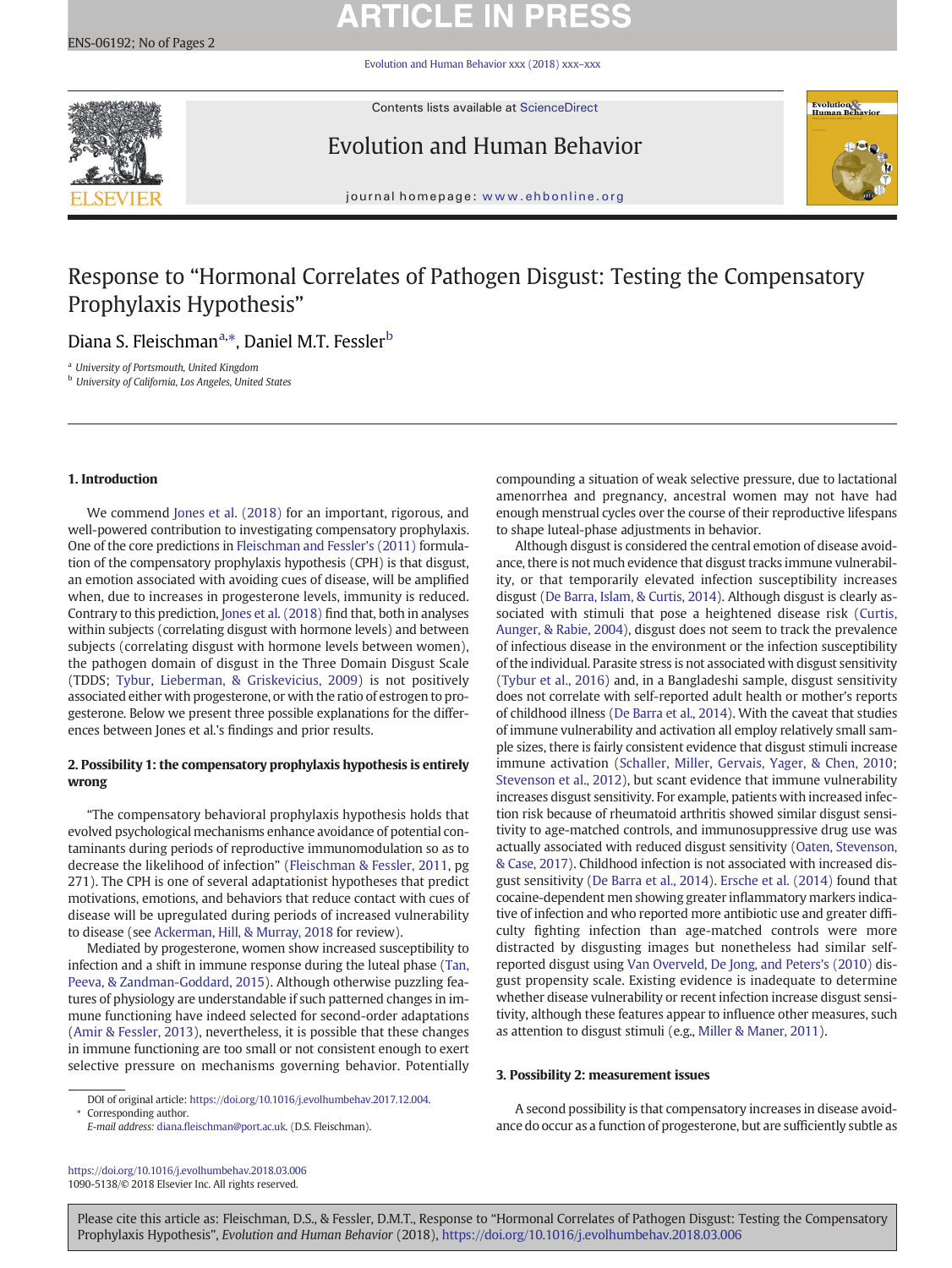# Response to "Hormonal Correlates of Pathogen Disgust: Testing the Compensatory Prophylaxis Hypothesis"

Diana S. Fleischman[a,*], Daniel M.T. Fessler[b]

[a] University of Portsmouth, United Kingdom
[b] University of California, Los Angeles, United States

## 1. Introduction

We commend Jones et al. (2018) for an important, rigorous, and well-powered contribution to investigating compensatory prophylaxis. One of the core predictions in Fleischman and Fessler's (2011) formulation of the compensatory prophylaxis hypothesis (CPH) is that disgust, an emotion associated with avoiding cues of disease, will be amplified when, due to increases in progesterone levels, immunity is reduced. Contrary to this prediction, Jones et al. (2018) find that, both in analyses within subjects (correlating disgust with hormone levels) and between subjects (correlating disgust with hormone levels between women), the pathogen domain of disgust in the Three Domain Disgust Scale (TDDS; Tybur, Lieberman, & Griskevicius, 2009) is not positively associated either with progesterone, or with the ratio of estrogen to progesterone. Below we present three possible explanations for the differences between Jones et al.'s findings and prior results.

## 2. Possibility 1: the compensatory prophylaxis hypothesis is entirely wrong

"The compensatory behavioral prophylaxis hypothesis holds that evolved psychological mechanisms enhance avoidance of potential contaminants during periods of reproductive immunomodulation so as to decrease the likelihood of infection" (Fleischman & Fessler, 2011, pg 271). The CPH is one of several adaptationist hypotheses that predict motivations, emotions, and behaviors that reduce contact with cues of disease will be upregulated during periods of increased vulnerability to disease (see Ackerman, Hill, & Murray, 2018 for review).

Mediated by progesterone, women show increased susceptibility to infection and a shift in immune response during the luteal phase (Tan, Peeva, & Zandman-Goddard, 2015). Although otherwise puzzling features of physiology are understandable if such patterned changes in immune functioning have indeed selected for second-order adaptations (Amir & Fessler, 2013), nevertheless, it is possible that these changes in immune functioning are too small or not consistent enough to exert selective pressure on mechanisms governing behavior. Potentially compounding a situation of weak selective pressure, due to lactational amenorrhea and pregnancy, ancestral women may not have had enough menstrual cycles over the course of their reproductive lifespans to shape luteal-phase adjustments in behavior.

Although disgust is considered the central emotion of disease avoidance, there is not much evidence that disgust tracks immune vulnerability, or that temporarily elevated infection susceptibility increases disgust (De Barra, Islam, & Curtis, 2014). Although disgust is clearly associated with stimuli that pose a heightened disease risk (Curtis, Aunger, & Rabie, 2004), disgust does not seem to track the prevalence of infectious disease in the environment or the infection susceptibility of the individual. Parasite stress is not associated with disgust sensitivity (Tybur et al., 2016) and, in a Bangladeshi sample, disgust sensitivity does not correlate with self-reported adult health or mother's reports of childhood illness (De Barra et al., 2014). With the caveat that studies of immune vulnerability and activation all employ relatively small sample sizes, there is fairly consistent evidence that disgust stimuli increase immune activation (Schaller, Miller, Gervais, Yager, & Chen, 2010; Stevenson et al., 2012), but scant evidence that immune vulnerability increases disgust sensitivity. For example, patients with increased infection risk because of rheumatoid arthritis showed similar disgust sensitivity to age-matched controls, and immunosuppressive drug use was actually associated with reduced disgust sensitivity (Oaten, Stevenson, & Case, 2017). Childhood infection is not associated with increased disgust sensitivity (De Barra et al., 2014). Ersche et al. (2014) found that cocaine-dependent men showing greater inflammatory markers indicative of infection and who reported more antibiotic use and greater difficulty fighting infection than age-matched controls were more distracted by disgusting images but nonetheless had similar self-reported disgust using Van Overveld, De Jong, and Peters's (2010) disgust propensity scale. Existing evidence is inadequate to determine whether disease vulnerability or recent infection increase disgust sensitivity, although these features appear to influence other measures, such as attention to disgust stimuli (e.g., Miller & Maner, 2011).

## 3. Possibility 2: measurement issues

A second possibility is that compensatory increases in disease avoidance do occur as a function of progesterone, but are sufficiently subtle as

DOI of original article: https://doi.org/10.1016/j.evolhumbehav.2017.12.004.
* Corresponding author.
E-mail address: diana.fleischman@port.ac.uk. (D.S. Fleischman).

https://doi.org/10.1016/j.evolhumbehav.2018.03.006
1090-5138/© 2018 Elsevier Inc. All rights reserved.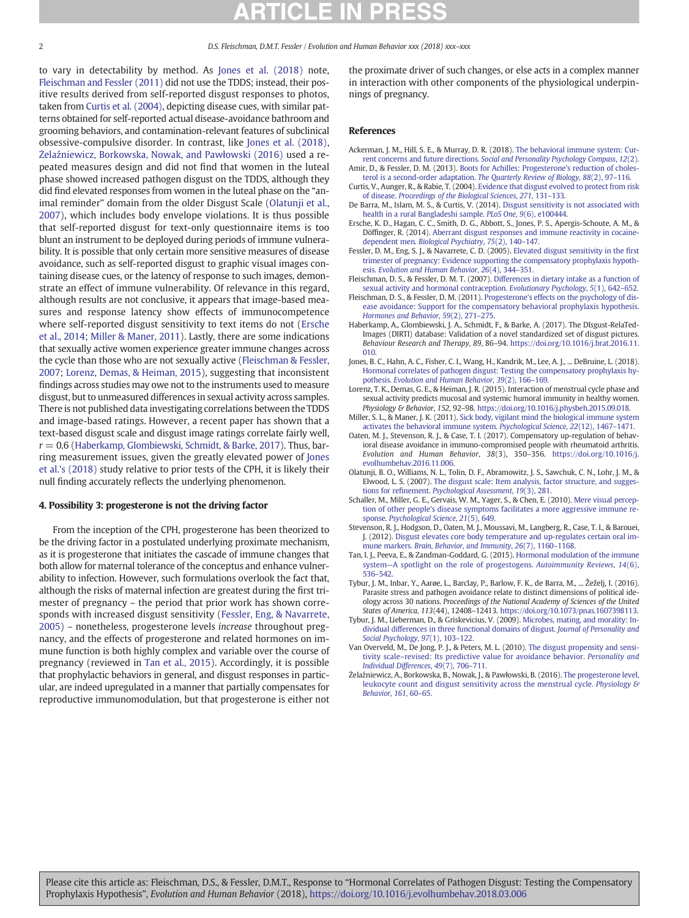to vary in detectability by method. As Jones et al. (2018) note, Fleischman and Fessler (2011) did not use the TDDS; instead, their positive results derived from self-reported disgust responses to photos, taken from Curtis et al. (2004), depicting disease cues, with similar patterns obtained for self-reported actual disease-avoidance bathroom and grooming behaviors, and contamination-relevant features of subclinical obsessive-compulsive disorder. In contrast, like Jones et al. (2018), Żelaźniewicz, Borkowska, Nowak, and Pawłowski (2016) used a repeated measures design and did not find that women in the luteal phase showed increased pathogen disgust on the TDDS, although they did find elevated responses from women in the luteal phase on the "animal reminder" domain from the older Disgust Scale (Olatunji et al., 2007), which includes body envelope violations. It is thus possible that self-reported disgust for text-only questionnaire items is too blunt an instrument to be deployed during periods of immune vulnerability. It is possible that only certain more sensitive measures of disease avoidance, such as self-reported disgust to graphic visual images containing disease cues, or the latency of response to such images, demonstrate an effect of immune vulnerability. Of relevance in this regard, although results are not conclusive, it appears that image-based measures and response latency show effects of immunocompetence where self-reported disgust sensitivity to text items do not (Ersche et al., 2014; Miller & Maner, 2011). Lastly, there are some indications that sexually active women experience greater immune changes across the cycle than those who are not sexually active (Fleischman & Fessler, 2007; Lorenz, Demas, & Heiman, 2015), suggesting that inconsistent findings across studies may owe not to the instruments used to measure disgust, but to unmeasured differences in sexual activity across samples. There is not published data investigating correlations between the TDDS and image-based ratings. However, a recent paper has shown that a text-based disgust scale and disgust image ratings correlate fairly well, $r = 0.6$ (Haberkamp, Glombiewski, Schmidt, & Barke, 2017). Thus, barring measurement issues, given the greatly elevated power of Jones et al.'s (2018) study relative to prior tests of the CPH, it is likely their null finding accurately reflects the underlying phenomenon.

## 4. Possibility 3: progesterone is not the driving factor

From the inception of the CPH, progesterone has been theorized to be the driving factor in a postulated underlying proximate mechanism, as it is progesterone that initiates the cascade of immune changes that both allow for maternal tolerance of the conceptus and enhance vulnerability to infection. However, such formulations overlook the fact that, although the risks of maternal infection are greatest during the first trimester of pregnancy – the period that prior work has shown corresponds with increased disgust sensitivity (Fessler, Eng, & Navarrete, 2005) – nonetheless, progesterone levels *increase* throughout pregnancy, and the effects of progesterone and related hormones on immune function is both highly complex and variable over the course of pregnancy (reviewed in Tan et al., 2015). Accordingly, it is possible that prophylactic behaviors in general, and disgust responses in particular, are indeed upregulated in a manner that partially compensates for reproductive immunomodulation, but that progesterone is either not the proximate driver of such changes, or else acts in a complex manner in interaction with other components of the physiological underpinnings of pregnancy.

## References

Ackerman, J. M., Hill, S. E., & Murray, D. R. (2018). The behavioral immune system: Current concerns and future directions. *Social and Personality Psychology Compass*, *12*(2).

Amir, D., & Fessler, D. M. (2013). Boots for Achilles: Progesterone's reduction of cholesterol is a second-order adaptation. *The Quarterly Review of Biology*, *88*(2), 97–116.

Curtis, V., Aunger, R., & Rabie, T. (2004). Evidence that disgust evolved to protect from risk of disease. *Proceedings of the Biological Sciences*, *271*, 131–133.

De Barra, M., Islam, M. S., & Curtis, V. (2014). Disgust sensitivity is not associated with health in a rural Bangladeshi sample. *PLoS One*, *9*(6), e100444.

Ersche, K. D., Hagan, C. C., Smith, D. G., Abbott, S., Jones, P. S., Apergis-Schoute, A. M., & Döffinger, R. (2014). Aberrant disgust responses and immune reactivity in cocaine-dependent men. *Biological Psychiatry*, *75*(2), 140–147.

Fessler, D. M., Eng, S. J., & Navarrete, C. D. (2005). Elevated disgust sensitivity in the first trimester of pregnancy: Evidence supporting the compensatory prophylaxis hypothesis. *Evolution and Human Behavior*, *26*(4), 344–351.

Fleischman, D. S., & Fessler, D. M. T. (2007). Differences in dietary intake as a function of sexual activity and hormonal contraception. *Evolutionary Psychology*, *5*(1), 642–652.

Fleischman, D. S., & Fessler, D. M. (2011). Progesterone's effects on the psychology of disease avoidance: Support for the compensatory behavioral prophylaxis hypothesis. *Hormones and Behavior*, *59*(2), 271–275.

Haberkamp, A., Glombiewski, J. A., Schmidt, F., & Barke, A. (2017). The DIsgust-RelaTed-Images (DIRTI) database: Validation of a novel standardized set of disgust pictures. *Behaviour Research and Therapy*, *89*, 86–94. https://doi.org/10.1016/j.brat.2016.11.010.

Jones, B. C., Hahn, A. C., Fisher, C. I., Wang, H., Kandrik, M., Lee, A. J., ... DeBruine, L. (2018). Hormonal correlates of pathogen disgust: Testing the compensatory prophylaxis hypothesis. *Evolution and Human Behavior*, *39*(2), 166–169.

Lorenz, T. K., Demas, G. E., & Heiman, J. R. (2015). Interaction of menstrual cycle phase and sexual activity predicts mucosal and systemic humoral immunity in healthy women. *Physiology & Behavior*, *152*, 92–98. https://doi.org/10.1016/j.physbeh.2015.09.018.

Miller, S. L., & Maner, J. K. (2011). Sick body, vigilant mind the biological immune system activates the behavioral immune system. *Psychological Science*, *22*(12), 1467–1471.

Oaten, M. J., Stevenson, R. J., & Case, T. I. (2017). Compensatory up-regulation of behavioral disease avoidance in immuno-compromised people with rheumatoid arthritis. *Evolution and Human Behavior*, *38*(3), 350–356. https://doi.org/10.1016/j.evolhumbehav.2016.11.006.

Olatunji, B. O., Williams, N. L., Tolin, D. F., Abramowitz, J. S., Sawchuk, C. N., Lohr, J. M., & Elwood, L. S. (2007). The disgust scale: Item analysis, factor structure, and suggestions for refinement. *Psychological Assessment*, *19*(3), 281.

Schaller, M., Miller, G. E., Gervais, W. M., Yager, S., & Chen, E. (2010). Mere visual perception of other people's disease symptoms facilitates a more aggressive immune response. *Psychological Science*, *21*(5), 649.

Stevenson, R. J., Hodgson, D., Oaten, M. J., Moussavi, M., Langberg, R., Case, T. I., & Barouei, J. (2012). Disgust elevates core body temperature and up-regulates certain oral immune markers. *Brain, Behavior, and Immunity*, *26*(7), 1160–1168.

Tan, I. J., Peeva, E., & Zandman-Goddard, G. (2015). Hormonal modulation of the immune system—A spotlight on the role of progestogens. *Autoimmunity Reviews*, *14*(6), 536–542.

Tybur, J. M., Inbar, Y., Aarøe, L., Barclay, P., Barlow, F. K., de Barra, M., ... Žeželj, I. (2016). Parasite stress and pathogen avoidance relate to distinct dimensions of political ideology across 30 nations. *Proceedings of the National Academy of Sciences of the United States of America*, *113*(44), 12408–12413. https://doi.org/10.1073/pnas.1607398113.

Tybur, J. M., Lieberman, D., & Griskevicius, V. (2009). Microbes, mating, and morality: Individual differences in three functional domains of disgust. *Journal of Personality and Social Psychology*, *97*(1), 103–122.

Van Overveld, M., De Jong, P. J., & Peters, M. L. (2010). The disgust propensity and sensitivity scale–revised: Its predictive value for avoidance behavior. *Personality and Individual Differences*, *49*(7), 706–711.

Żelaźniewicz, A., Borkowska, B., Nowak, J., & Pawłowski, B. (2016). The progesterone level, leukocyte count and disgust sensitivity across the menstrual cycle. *Physiology & Behavior*, *161*, 60–65.

Please cite this article as: Fleischman, D.S., & Fessler, D.M.T., Response to "Hormonal Correlates of Pathogen Disgust: Testing the Compensatory Prophylaxis Hypothesis", *Evolution and Human Behavior* (2018), https://doi.org/10.1016/j.evolhumbehav.2018.03.006